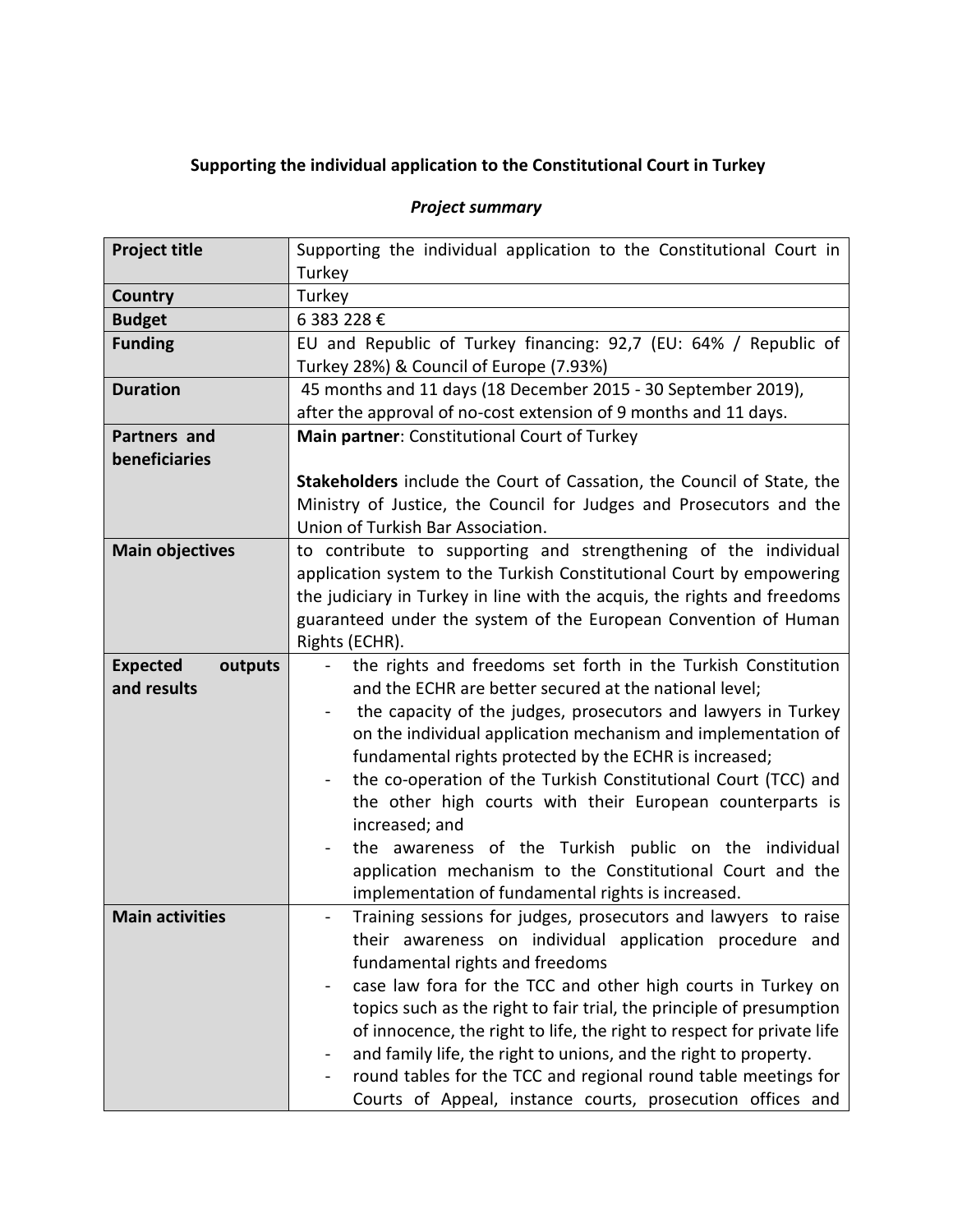**Supporting the individual application to the Constitutional Court in Turkey**

***Project summary***

| **Project title** | Supporting the individual application to the Constitutional Court in Turkey |
|---|---|
| **Country** | Turkey |
| **Budget** | 6 383 228 € |
| **Funding** | EU and Republic of Turkey financing: 92,7 (EU: 64% / Republic of Turkey 28%) & Council of Europe (7.93%) |
| **Duration** | 45 months and 11 days (18 December 2015 - 30 September 2019), after the approval of no-cost extension of 9 months and 11 days. |
| **Partners and beneficiaries** | **Main partner**: Constitutional Court of Turkey<br><br>**Stakeholders** include the Court of Cassation, the Council of State, the Ministry of Justice, the Council for Judges and Prosecutors and the Union of Turkish Bar Association. |
| **Main objectives** | to contribute to supporting and strengthening of the individual application system to the Turkish Constitutional Court by empowering the judiciary in Turkey in line with the acquis, the rights and freedoms guaranteed under the system of the European Convention of Human Rights (ECHR). |
| **Expected outputs and results** | - the rights and freedoms set forth in the Turkish Constitution and the ECHR are better secured at the national level;<br>- the capacity of the judges, prosecutors and lawyers in Turkey on the individual application mechanism and implementation of fundamental rights protected by the ECHR is increased;<br>- the co-operation of the Turkish Constitutional Court (TCC) and the other high courts with their European counterparts is increased; and<br>- the awareness of the Turkish public on the individual application mechanism to the Constitutional Court and the implementation of fundamental rights is increased. |
| **Main activities** | - Training sessions for judges, prosecutors and lawyers to raise their awareness on individual application procedure and fundamental rights and freedoms<br>- case law fora for the TCC and other high courts in Turkey on topics such as the right to fair trial, the principle of presumption of innocence, the right to life, the right to respect for private life<br>- and family life, the right to unions, and the right to property.<br>- round tables for the TCC and regional round table meetings for Courts of Appeal, instance courts, prosecution offices and |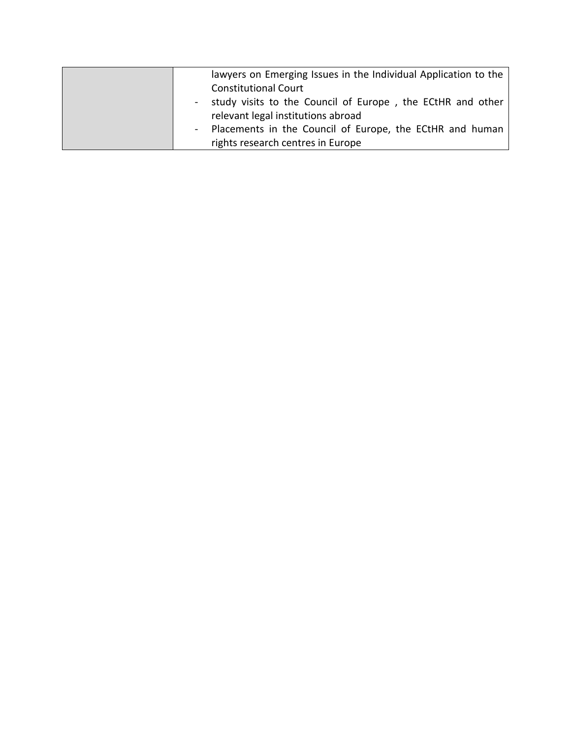| | |
|---|---|
| | lawyers on Emerging Issues in the Individual Application to the Constitutional Court<br>- study visits to the Council of Europe , the ECtHR and other relevant legal institutions abroad<br>- Placements in the Council of Europe, the ECtHR and human rights research centres in Europe |